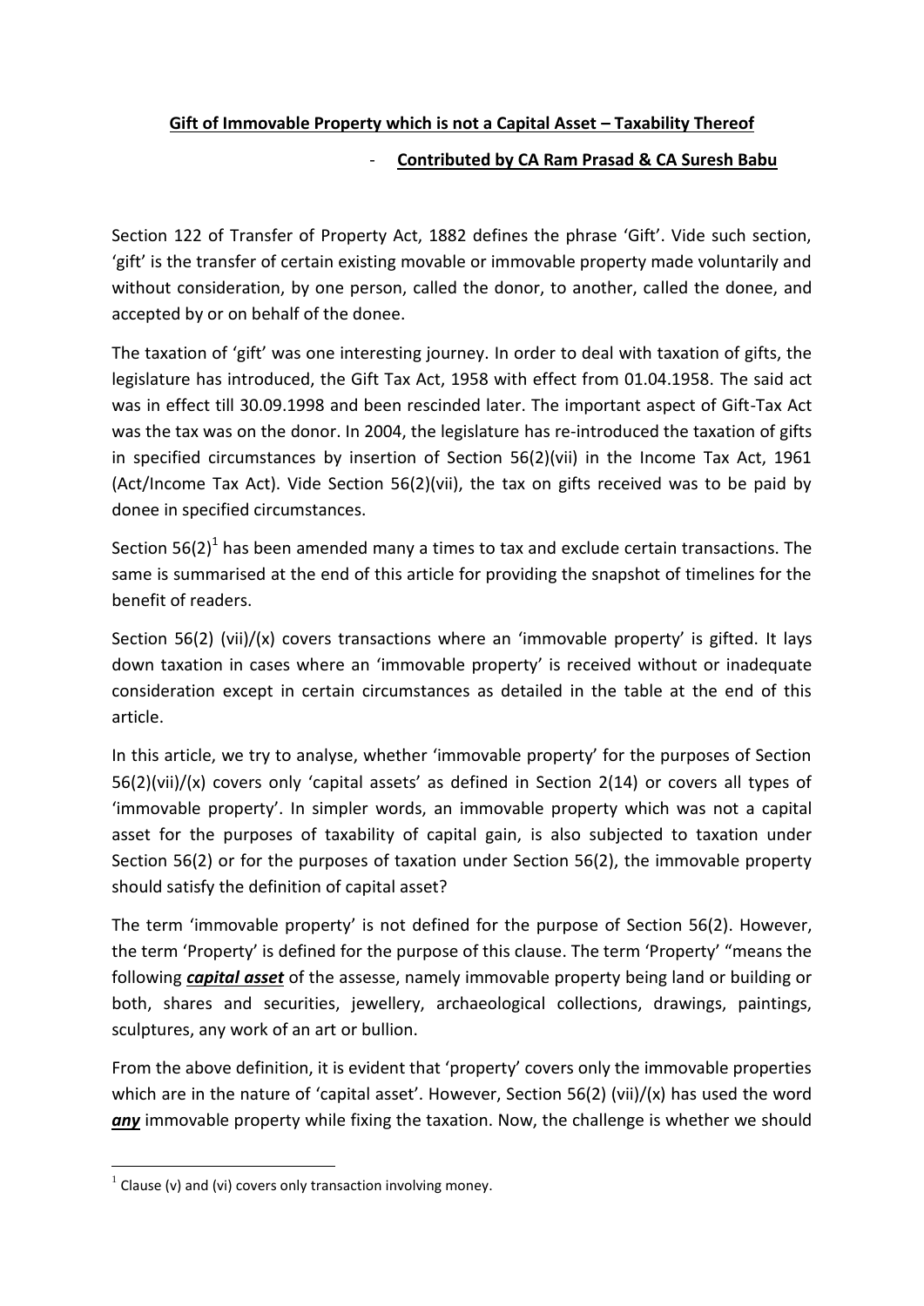**<u>Gift of Immovable Property which is not a Capital Asset – Taxability Thereof</u>**

- **<u>Contributed by CA Ram Prasad & CA Suresh Babu</u>**

Section 122 of Transfer of Property Act, 1882 defines the phrase 'Gift'. Vide such section, 'gift' is the transfer of certain existing movable or immovable property made voluntarily and without consideration, by one person, called the donor, to another, called the donee, and accepted by or on behalf of the donee.

The taxation of 'gift' was one interesting journey. In order to deal with taxation of gifts, the legislature has introduced, the Gift Tax Act, 1958 with effect from 01.04.1958. The said act was in effect till 30.09.1998 and been rescinded later. The important aspect of Gift-Tax Act was the tax was on the donor. In 2004, the legislature has re-introduced the taxation of gifts in specified circumstances by insertion of Section 56(2)(vii) in the Income Tax Act, 1961 (Act/Income Tax Act). Vide Section 56(2)(vii), the tax on gifts received was to be paid by donee in specified circumstances.

Section 56(2)[1] has been amended many a times to tax and exclude certain transactions. The same is summarised at the end of this article for providing the snapshot of timelines for the benefit of readers.

Section 56(2) (vii)/(x) covers transactions where an 'immovable property' is gifted. It lays down taxation in cases where an 'immovable property' is received without or inadequate consideration except in certain circumstances as detailed in the table at the end of this article.

In this article, we try to analyse, whether 'immovable property' for the purposes of Section 56(2)(vii)/(x) covers only 'capital assets' as defined in Section 2(14) or covers all types of 'immovable property'. In simpler words, an immovable property which was not a capital asset for the purposes of taxability of capital gain, is also subjected to taxation under Section 56(2) or for the purposes of taxation under Section 56(2), the immovable property should satisfy the definition of capital asset?

The term 'immovable property' is not defined for the purpose of Section 56(2). However, the term 'Property' is defined for the purpose of this clause. The term 'Property' "means the following ***<u>capital asset</u>*** of the assesse, namely immovable property being land or building or both, shares and securities, jewellery, archaeological collections, drawings, paintings, sculptures, any work of an art or bullion.

From the above definition, it is evident that 'property' covers only the immovable properties which are in the nature of 'capital asset'. However, Section 56(2) (vii)/(x) has used the word ***<u>any</u>*** immovable property while fixing the taxation. Now, the challenge is whether we should

---

[1] Clause (v) and (vi) covers only transaction involving money.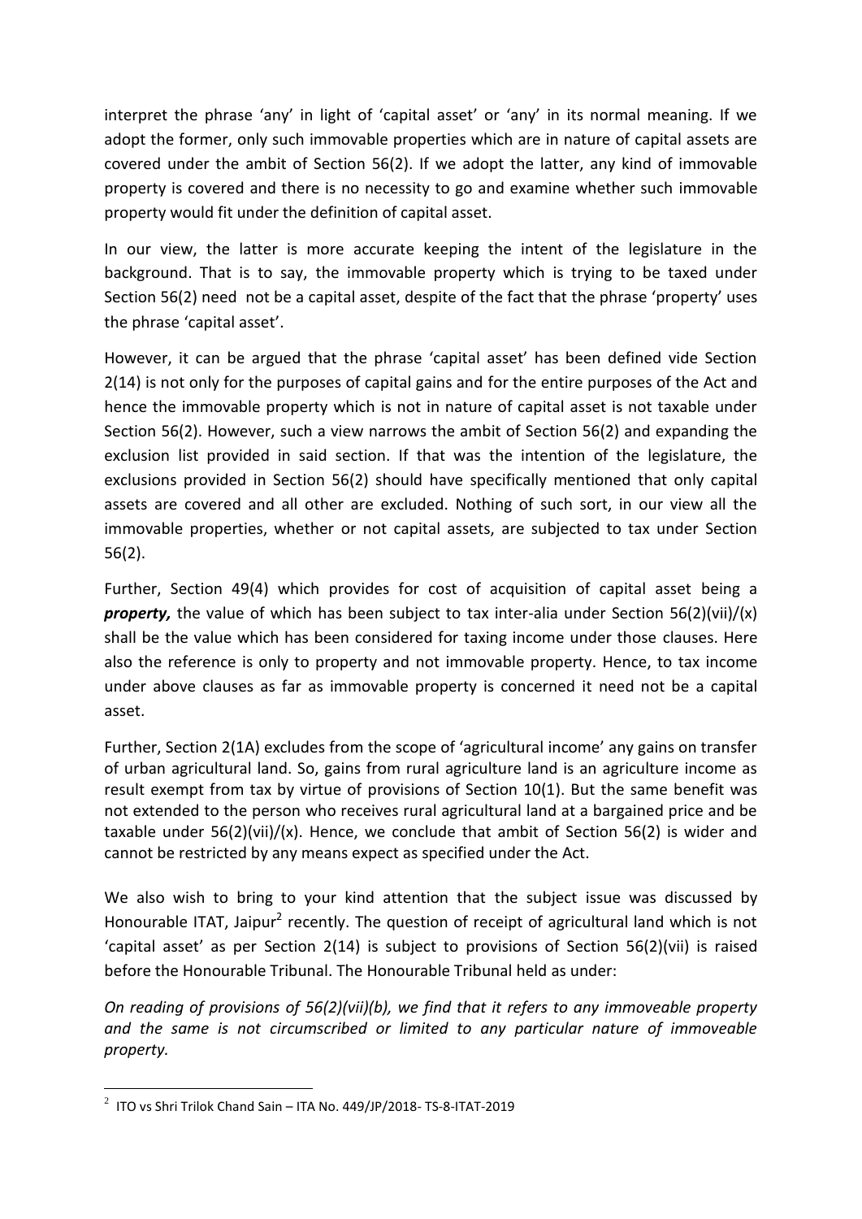interpret the phrase 'any' in light of 'capital asset' or 'any' in its normal meaning. If we adopt the former, only such immovable properties which are in nature of capital assets are covered under the ambit of Section 56(2). If we adopt the latter, any kind of immovable property is covered and there is no necessity to go and examine whether such immovable property would fit under the definition of capital asset.

In our view, the latter is more accurate keeping the intent of the legislature in the background. That is to say, the immovable property which is trying to be taxed under Section 56(2) need not be a capital asset, despite of the fact that the phrase 'property' uses the phrase 'capital asset'.

However, it can be argued that the phrase 'capital asset' has been defined vide Section 2(14) is not only for the purposes of capital gains and for the entire purposes of the Act and hence the immovable property which is not in nature of capital asset is not taxable under Section 56(2). However, such a view narrows the ambit of Section 56(2) and expanding the exclusion list provided in said section. If that was the intention of the legislature, the exclusions provided in Section 56(2) should have specifically mentioned that only capital assets are covered and all other are excluded. Nothing of such sort, in our view all the immovable properties, whether or not capital assets, are subjected to tax under Section 56(2).

Further, Section 49(4) which provides for cost of acquisition of capital asset being a ***property,*** the value of which has been subject to tax inter-alia under Section 56(2)(vii)/(x) shall be the value which has been considered for taxing income under those clauses. Here also the reference is only to property and not immovable property. Hence, to tax income under above clauses as far as immovable property is concerned it need not be a capital asset.

Further, Section 2(1A) excludes from the scope of 'agricultural income' any gains on transfer of urban agricultural land. So, gains from rural agriculture land is an agriculture income as result exempt from tax by virtue of provisions of Section 10(1). But the same benefit was not extended to the person who receives rural agricultural land at a bargained price and be taxable under 56(2)(vii)/(x). Hence, we conclude that ambit of Section 56(2) is wider and cannot be restricted by any means expect as specified under the Act.

We also wish to bring to your kind attention that the subject issue was discussed by Honourable ITAT, Jaipur[2] recently. The question of receipt of agricultural land which is not 'capital asset' as per Section 2(14) is subject to provisions of Section 56(2)(vii) is raised before the Honourable Tribunal. The Honourable Tribunal held as under:

*On reading of provisions of 56(2)(vii)(b), we find that it refers to any immoveable property and the same is not circumscribed or limited to any particular nature of immoveable property.*

---

[2] ITO vs Shri Trilok Chand Sain – ITA No. 449/JP/2018- TS-8-ITAT-2019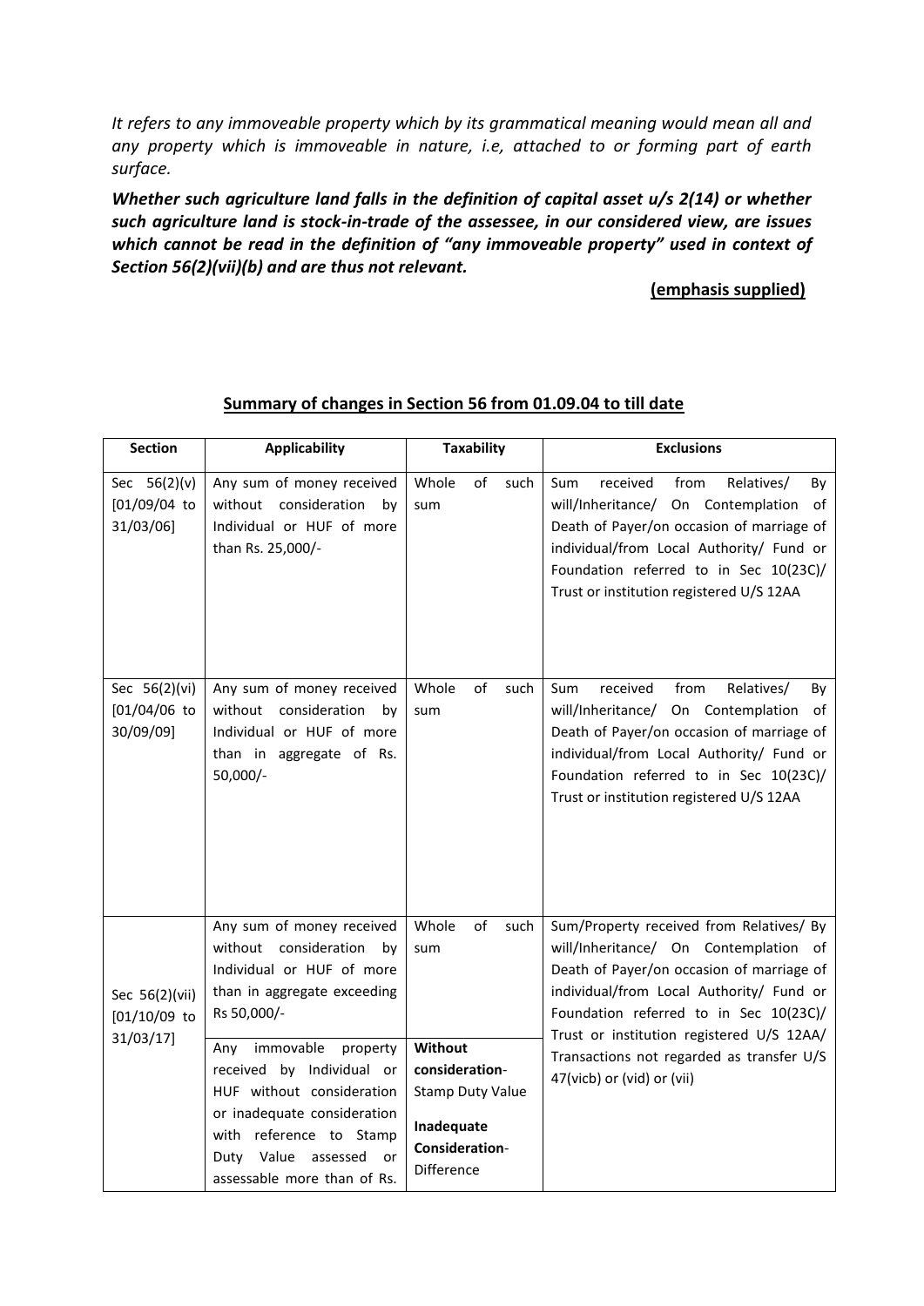*It refers to any immoveable property which by its grammatical meaning would mean all and any property which is immoveable in nature, i.e, attached to or forming part of earth surface.*

***Whether such agriculture land falls in the definition of capital asset u/s 2(14) or whether such agriculture land is stock-in-trade of the assessee, in our considered view, are issues which cannot be read in the definition of "any immoveable property" used in context of Section 56(2)(vii)(b) and are thus not relevant.***

**(emphasis supplied)**

## Summary of changes in Section 56 from 01.09.04 to till date

| Section | Applicability | Taxability | Exclusions |
|---|---|---|---|
| Sec 56(2)(v) [01/09/04 to 31/03/06] | Any sum of money received without consideration by Individual or HUF of more than Rs. 25,000/- | Whole of such sum | Sum received from Relatives/ By will/Inheritance/ On Contemplation of Death of Payer/on occasion of marriage of individual/from Local Authority/ Fund or Foundation referred to in Sec 10(23C)/ Trust or institution registered U/S 12AA |
| Sec 56(2)(vi) [01/04/06 to 30/09/09] | Any sum of money received without consideration by Individual or HUF of more than in aggregate of Rs. 50,000/- | Whole of such sum | Sum received from Relatives/ By will/Inheritance/ On Contemplation of Death of Payer/on occasion of marriage of individual/from Local Authority/ Fund or Foundation referred to in Sec 10(23C)/ Trust or institution registered U/S 12AA |
| Sec 56(2)(vii) [01/10/09 to 31/03/17] | Any sum of money received without consideration by Individual or HUF of more than in aggregate exceeding Rs 50,000/- | Whole of such sum | Sum/Property received from Relatives/ By will/Inheritance/ On Contemplation of Death of Payer/on occasion of marriage of individual/from Local Authority/ Fund or Foundation referred to in Sec 10(23C)/ Trust or institution registered U/S 12AA/ Transactions not regarded as transfer U/S 47(vicb) or (vid) or (vii) |
| | Any immovable property received by Individual or HUF without consideration or inadequate consideration with reference to Stamp Duty Value assessed or assessable more than of Rs. | **Without consideration**- Stamp Duty Value<br>**Inadequate Consideration**- Difference | |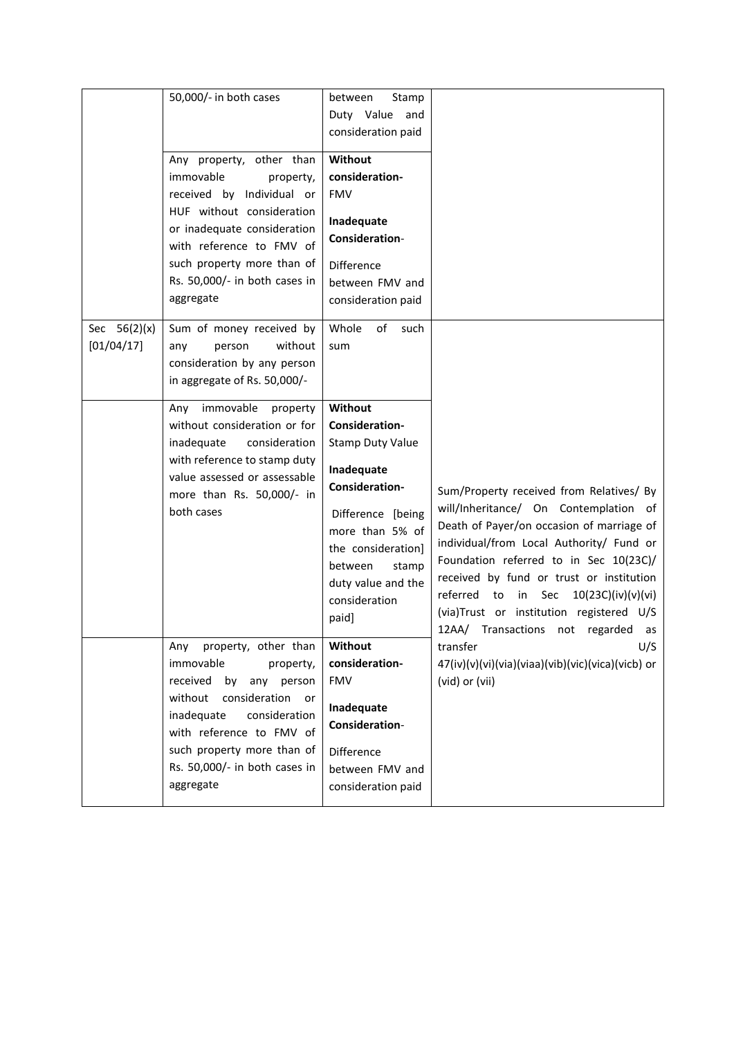| | | | |
|---|---|---|---|
| | 50,000/- in both cases | between Stamp Duty Value and consideration paid | |
| | Any property, other than immovable property, received by Individual or HUF without consideration or inadequate consideration with reference to FMV of such property more than of Rs. 50,000/- in both cases in aggregate | **Without consideration-** FMV<br>**Inadequate Consideration-**<br>Difference between FMV and consideration paid | |
| Sec 56(2)(x) [01/04/17] | Sum of money received by any person without consideration by any person in aggregate of Rs. 50,000/- | Whole of such sum | Sum/Property received from Relatives/ By will/Inheritance/ On Contemplation of Death of Payer/on occasion of marriage of individual/from Local Authority/ Fund or Foundation referred to in Sec 10(23C)/ received by fund or trust or institution referred to in Sec 10(23C)(iv)(v)(vi)(via)Trust or institution registered U/S 12AA/ Transactions not regarded as transfer U/S 47(iv)(v)(vi)(via)(viaa)(vib)(vic)(vica)(vicb) or (vid) or (vii) |
| | Any immovable property without consideration or for inadequate consideration with reference to stamp duty value assessed or assessable more than Rs. 50,000/- in both cases | **Without Consideration-** Stamp Duty Value<br>**Inadequate Consideration-**<br>Difference [being more than 5% of the consideration] between stamp duty value and the consideration paid] | |
| | Any property, other than immovable property, received by any person without consideration or inadequate consideration with reference to FMV of such property more than of Rs. 50,000/- in both cases in aggregate | **Without consideration-** FMV<br>**Inadequate Consideration-**<br>Difference between FMV and consideration paid | |